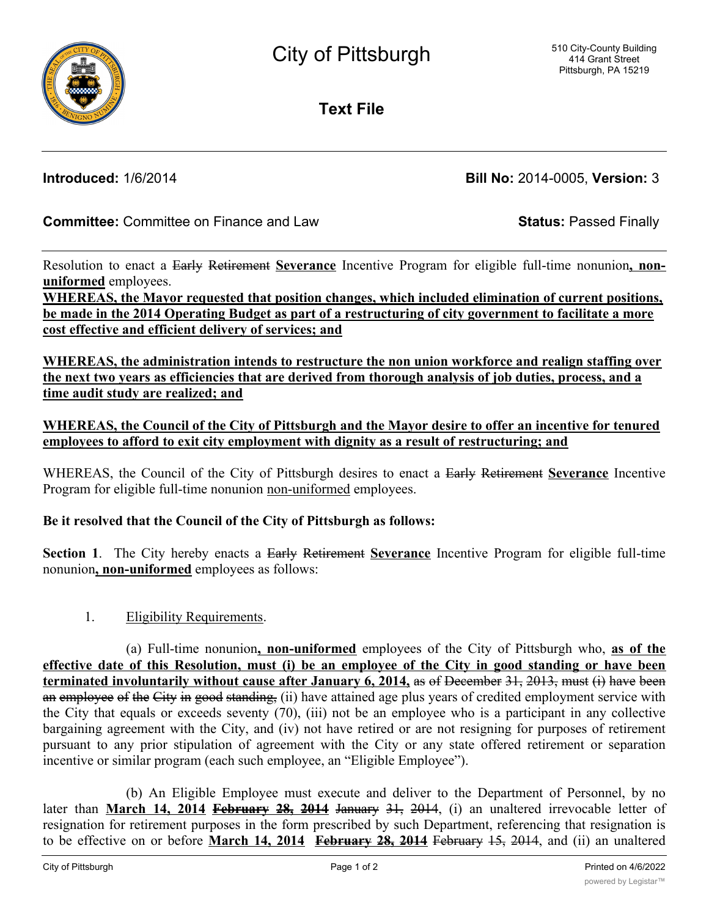# City of Pittsburgh

510 City-County Building
414 Grant Street
Pittsburgh, PA 15219

## Text File

**Introduced:** 1/6/2014 **Bill No:** 2014-0005, **Version:** 3

**Committee:** Committee on Finance and Law **Status:** Passed Finally

Resolution to enact a ~~Early~~ ~~Retirement~~ **Severance** Incentive Program for eligible full-time nonunion**, non-uniformed** employees.

**WHEREAS, the Mayor requested that position changes, which included elimination of current positions, be made in the 2014 Operating Budget as part of a restructuring of city government to facilitate a more cost effective and efficient delivery of services; and**

**WHEREAS, the administration intends to restructure the non union workforce and realign staffing over the next two years as efficiencies that are derived from thorough analysis of job duties, process, and a time audit study are realized; and**

**WHEREAS, the Council of the City of Pittsburgh and the Mayor desire to offer an incentive for tenured employees to afford to exit city employment with dignity as a result of restructuring; and**

WHEREAS, the Council of the City of Pittsburgh desires to enact a ~~Early~~ ~~Retirement~~ **Severance** Incentive Program for eligible full-time nonunion non-uniformed employees.

**Be it resolved that the Council of the City of Pittsburgh as follows:**

**Section 1**. The City hereby enacts a ~~Early~~ ~~Retirement~~ **Severance** Incentive Program for eligible full-time nonunion**, non-uniformed** employees as follows:

1. Eligibility Requirements.

(a) Full-time nonunion**, non-uniformed** employees of the City of Pittsburgh who, **as of the effective date of this Resolution, must (i) be an employee of the City in good standing or have been terminated involuntarily without cause after January 6, 2014,** ~~as of December 31, 2013, must (i) have been an employee of the City in good standing,~~ (ii) have attained age plus years of credited employment service with the City that equals or exceeds seventy (70), (iii) not be an employee who is a participant in any collective bargaining agreement with the City, and (iv) not have retired or are not resigning for purposes of retirement pursuant to any prior stipulation of agreement with the City or any state offered retirement or separation incentive or similar program (each such employee, an "Eligible Employee").

(b) An Eligible Employee must execute and deliver to the Department of Personnel, by no later than **March 14, 2014** ~~**February 28, 2014**~~ ~~January 31, 2014~~, (i) an unaltered irrevocable letter of resignation for retirement purposes in the form prescribed by such Department, referencing that resignation is to be effective on or before **March 14, 2014** ~~**February 28, 2014**~~ ~~February 15, 2014~~, and (ii) an unaltered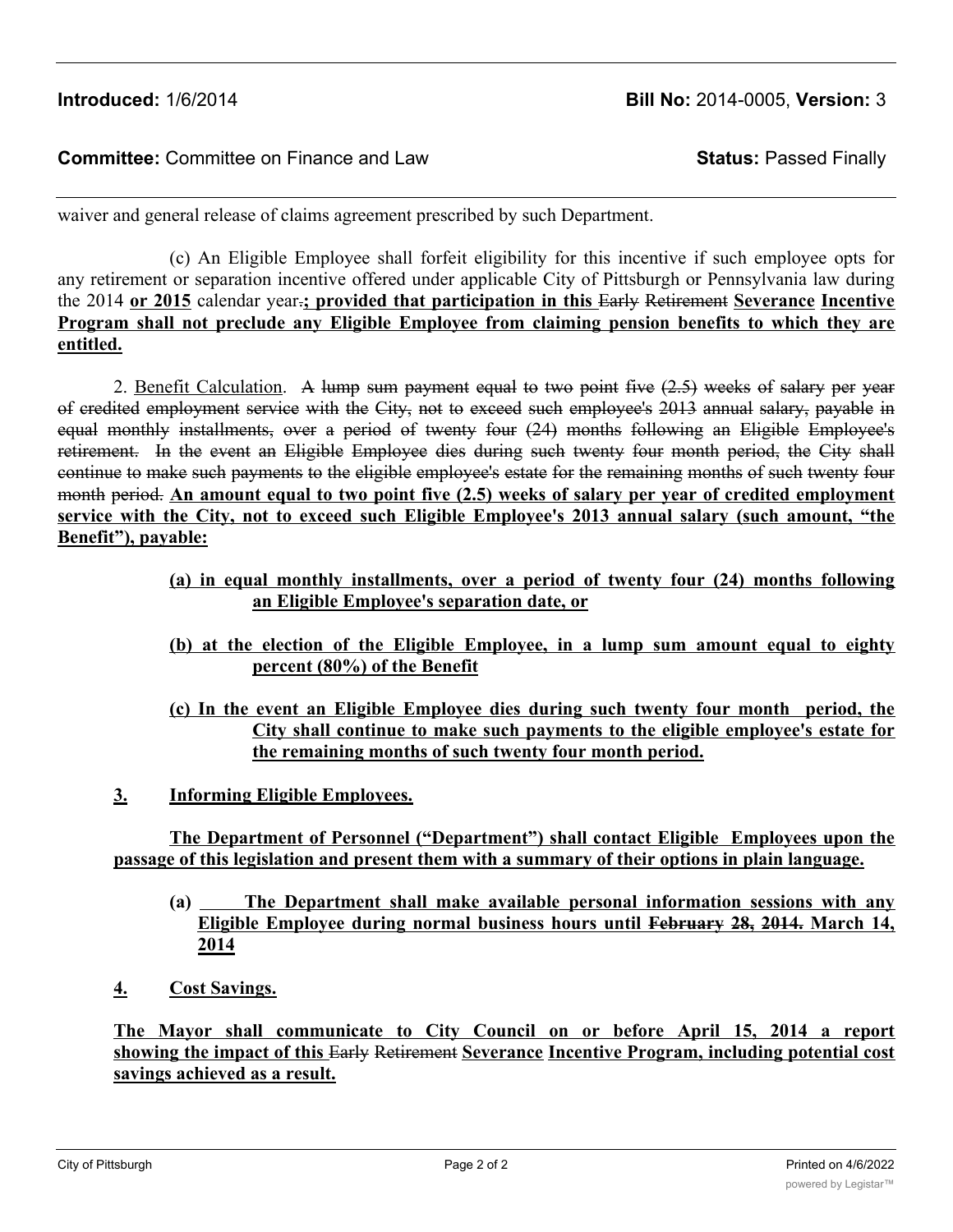waiver and general release of claims agreement prescribed by such Department.

(c) An Eligible Employee shall forfeit eligibility for this incentive if such employee opts for any retirement or separation incentive offered under applicable City of Pittsburgh or Pennsylvania law during the 2014 **or 2015** calendar year~~.~~**; provided that participation in this** ~~Early Retirement~~ **Severance Incentive Program shall not preclude any Eligible Employee from claiming pension benefits to which they are entitled.**

2. Benefit Calculation. ~~A lump sum payment equal to two point five (2.5) weeks of salary per year of credited employment service with the City, not to exceed such employee's 2013 annual salary, payable in equal monthly installments, over a period of twenty four (24) months following an Eligible Employee's retirement. In the event an Eligible Employee dies during such twenty four month period, the City shall continue to make such payments to the eligible employee's estate for the remaining months of such twenty four month period.~~ **An amount equal to two point five (2.5) weeks of salary per year of credited employment service with the City, not to exceed such Eligible Employee's 2013 annual salary (such amount, "the Benefit"), payable:**

**(a) in equal monthly installments, over a period of twenty four (24) months following an Eligible Employee's separation date, or**

**(b) at the election of the Eligible Employee, in a lump sum amount equal to eighty percent (80%) of the Benefit**

**(c) In the event an Eligible Employee dies during such twenty four month period, the City shall continue to make such payments to the eligible employee's estate for the remaining months of such twenty four month period.**

**3. Informing Eligible Employees.**

**The Department of Personnel ("Department") shall contact Eligible Employees upon the passage of this legislation and present them with a summary of their options in plain language.**

**(a) The Department shall make available personal information sessions with any Eligible Employee during normal business hours until** ~~February 28, 2014.~~ **March 14, 2014**

**4. Cost Savings.**

**The Mayor shall communicate to City Council on or before April 15, 2014 a report showing the impact of this** ~~Early Retirement~~ **Severance Incentive Program, including potential cost savings achieved as a result.**